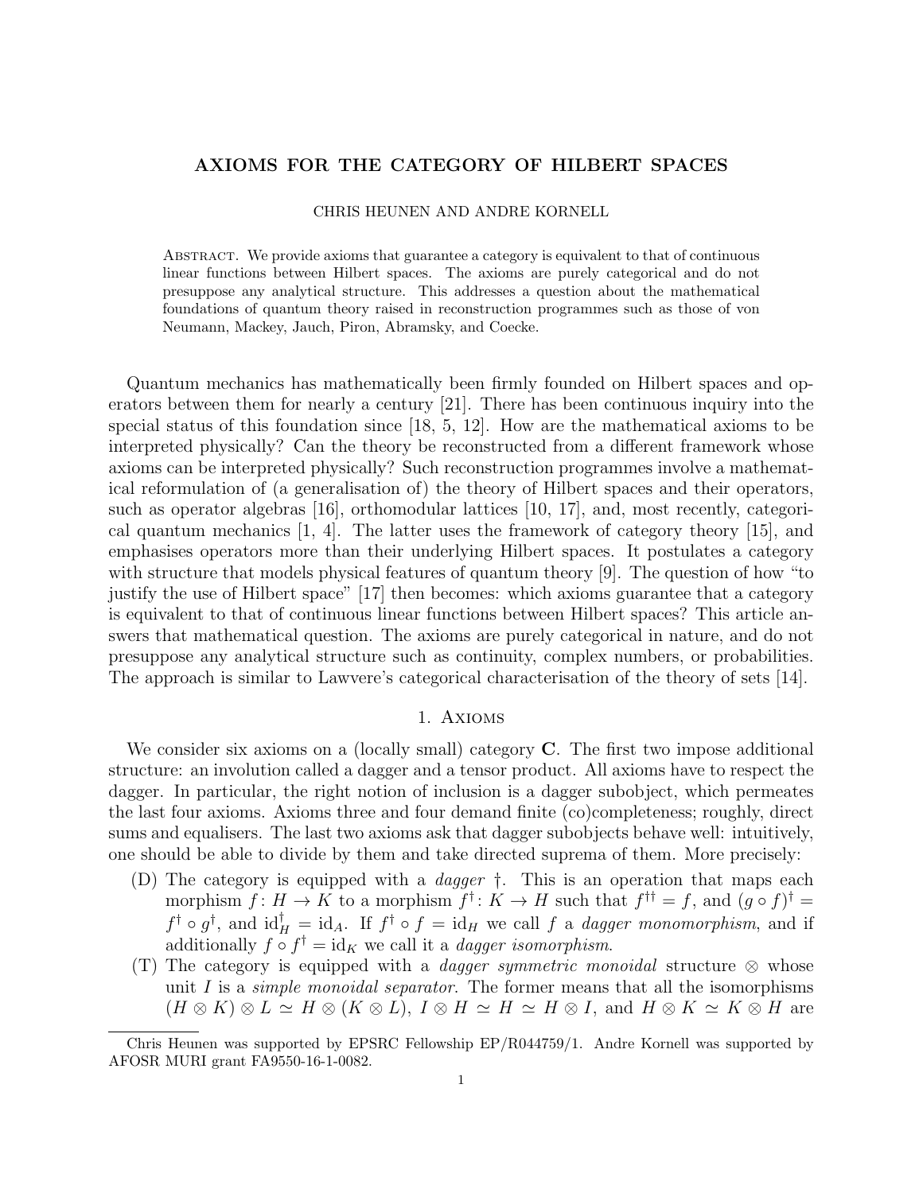# AXIOMS FOR THE CATEGORY OF HILBERT SPACES

CHRIS HEUNEN AND ANDRE KORNELL

**Abstract.** We provide axioms that guarantee a category is equivalent to that of continuous linear functions between Hilbert spaces. The axioms are purely categorical and do not presuppose any analytical structure. This addresses a question about the mathematical foundations of quantum theory raised in reconstruction programmes such as those of von Neumann, Mackey, Jauch, Piron, Abramsky, and Coecke.

Quantum mechanics has mathematically been firmly founded on Hilbert spaces and operators between them for nearly a century [21]. There has been continuous inquiry into the special status of this foundation since [18, 5, 12]. How are the mathematical axioms to be interpreted physically? Can the theory be reconstructed from a different framework whose axioms can be interpreted physically? Such reconstruction programmes involve a mathematical reformulation of (a generalisation of) the theory of Hilbert spaces and their operators, such as operator algebras [16], orthomodular lattices [10, 17], and, most recently, categorical quantum mechanics [1, 4]. The latter uses the framework of category theory [15], and emphasises operators more than their underlying Hilbert spaces. It postulates a category with structure that models physical features of quantum theory [9]. The question of how "to justify the use of Hilbert space" [17] then becomes: which axioms guarantee that a category is equivalent to that of continuous linear functions between Hilbert spaces? This article answers that mathematical question. The axioms are purely categorical in nature, and do not presuppose any analytical structure such as continuity, complex numbers, or probabilities. The approach is similar to Lawvere's categorical characterisation of the theory of sets [14].

## 1. Axioms

We consider six axioms on a (locally small) category **C**. The first two impose additional structure: an involution called a dagger and a tensor product. All axioms have to respect the dagger. In particular, the right notion of inclusion is a dagger subobject, which permeates the last four axioms. Axioms three and four demand finite (co)completeness; roughly, direct sums and equalisers. The last two axioms ask that dagger subobjects behave well: intuitively, one should be able to divide by them and take directed suprema of them. More precisely:

(D) The category is equipped with a *dagger* $\dagger$. This is an operation that maps each morphism $f\colon H \to K$ to a morphism $f^\dagger\colon K \to H$ such that $f^{\dagger\dagger} = f$, and $(g \circ f)^\dagger = f^\dagger \circ g^\dagger$, and $\mathrm{id}_H^\dagger = \mathrm{id}_A$. If $f^\dagger \circ f = \mathrm{id}_H$ we call $f$ a *dagger monomorphism*, and if additionally $f \circ f^\dagger = \mathrm{id}_K$ we call it a *dagger isomorphism*.

(T) The category is equipped with a *dagger symmetric monoidal* structure $\otimes$ whose unit $I$ is a *simple monoidal separator*. The former means that all the isomorphisms $(H \otimes K) \otimes L \simeq H \otimes (K \otimes L)$, $I \otimes H \simeq H \simeq H \otimes I$, and $H \otimes K \simeq K \otimes H$ are

---

Chris Heunen was supported by EPSRC Fellowship EP/R044759/1. Andre Kornell was supported by AFOSR MURI grant FA9550-16-1-0082.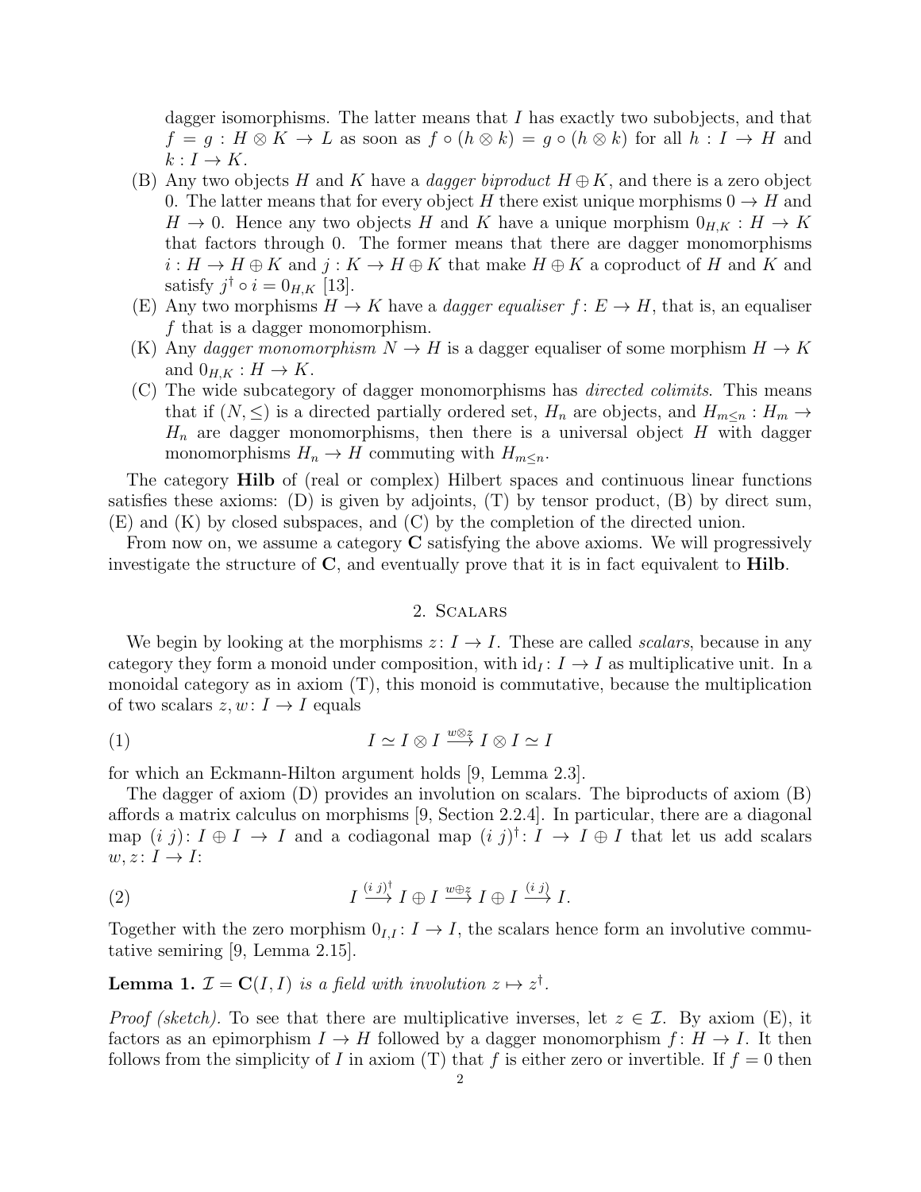dagger isomorphisms. The latter means that $I$ has exactly two subobjects, and that $f = g : H \otimes K \to L$ as soon as $f \circ (h \otimes k) = g \circ (h \otimes k)$ for all $h : I \to H$ and $k : I \to K$.

(B) Any two objects $H$ and $K$ have a *dagger biproduct* $H \oplus K$, and there is a zero object 0. The latter means that for every object $H$ there exist unique morphisms $0 \to H$ and $H \to 0$. Hence any two objects $H$ and $K$ have a unique morphism $0_{H,K} : H \to K$ that factors through 0. The former means that there are dagger monomorphisms $i : H \to H \oplus K$ and $j : K \to H \oplus K$ that make $H \oplus K$ a coproduct of $H$ and $K$ and satisfy $j^\dagger \circ i = 0_{H,K}$ [13].

(E) Any two morphisms $H \to K$ have a *dagger equaliser* $f : E \to H$, that is, an equaliser $f$ that is a dagger monomorphism.

(K) Any *dagger monomorphism* $N \to H$ is a dagger equaliser of some morphism $H \to K$ and $0_{H,K} : H \to K$.

(C) The wide subcategory of dagger monomorphisms has *directed colimits*. This means that if $(N, \leq)$ is a directed partially ordered set, $H_n$ are objects, and $H_{m\leq n} : H_m \to H_n$ are dagger monomorphisms, then there is a universal object $H$ with dagger monomorphisms $H_n \to H$ commuting with $H_{m\leq n}$.

The category **Hilb** of (real or complex) Hilbert spaces and continuous linear functions satisfies these axioms: (D) is given by adjoints, (T) by tensor product, (B) by direct sum, (E) and (K) by closed subspaces, and (C) by the completion of the directed union.

From now on, we assume a category **C** satisfying the above axioms. We will progressively investigate the structure of **C**, and eventually prove that it is in fact equivalent to **Hilb**.

## 2. Scalars

We begin by looking at the morphisms $z : I \to I$. These are called *scalars*, because in any category they form a monoid under composition, with $\mathrm{id}_I : I \to I$ as multiplicative unit. In a monoidal category as in axiom (T), this monoid is commutative, because the multiplication of two scalars $z, w : I \to I$ equals

$$I \simeq I \otimes I \xrightarrow{w \otimes z} I \otimes I \simeq I \tag{1}$$

for which an Eckmann-Hilton argument holds [9, Lemma 2.3].

The dagger of axiom (D) provides an involution on scalars. The biproducts of axiom (B) affords a matrix calculus on morphisms [9, Section 2.2.4]. In particular, there are a diagonal map $(i\ j) : I \oplus I \to I$ and a codiagonal map $(i\ j)^\dagger : I \to I \oplus I$ that let us add scalars $w, z : I \to I$:

$$I \xrightarrow{(i\ j)^\dagger} I \oplus I \xrightarrow{w \oplus z} I \oplus I \xrightarrow{(i\ j)} I. \tag{2}$$

Together with the zero morphism $0_{I,I} : I \to I$, the scalars hence form an involutive commutative semiring [9, Lemma 2.15].

**Lemma 1.** *$\mathcal{I} = \mathbf{C}(I, I)$ is a field with involution $z \mapsto z^\dagger$.*

*Proof (sketch).* To see that there are multiplicative inverses, let $z \in \mathcal{I}$. By axiom (E), it factors as an epimorphism $I \to H$ followed by a dagger monomorphism $f : H \to I$. It then follows from the simplicity of $I$ in axiom (T) that $f$ is either zero or invertible. If $f = 0$ then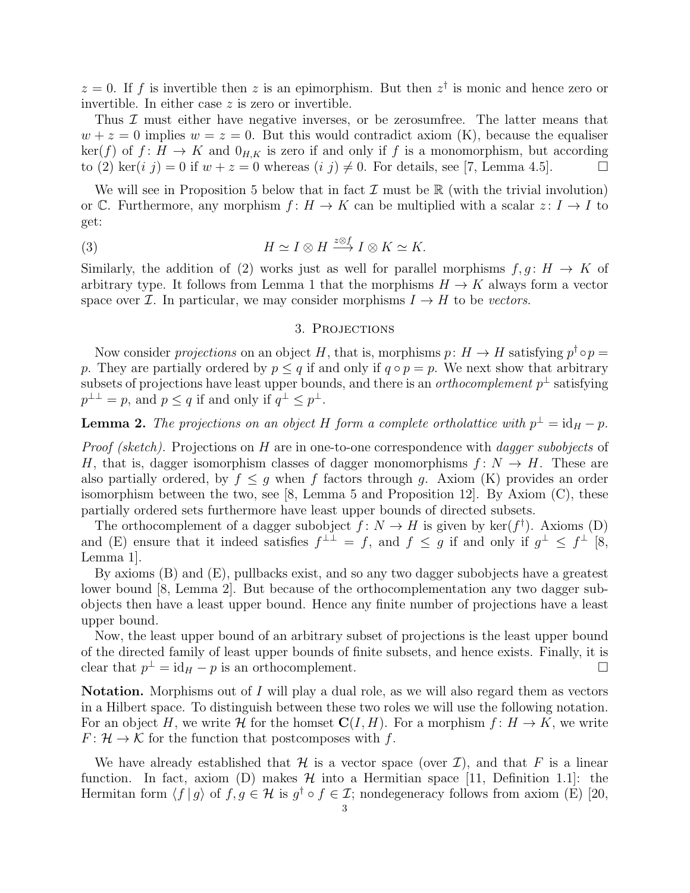$z = 0$. If $f$ is invertible then $z$ is an epimorphism. But then $z^\dagger$ is monic and hence zero or invertible. In either case $z$ is zero or invertible.

Thus $\mathcal{I}$ must either have negative inverses, or be zerosumfree. The latter means that $w + z = 0$ implies $w = z = 0$. But this would contradict axiom (K), because the equaliser $\ker(f)$ of $f\colon H \to K$ and $0_{H,K}$ is zero if and only if $f$ is a monomorphism, but according to (2) $\ker(i\ j) = 0$ if $w + z = 0$ whereas $(i\ j) \neq 0$. For details, see [7, Lemma 4.5]. □

We will see in Proposition 5 below that in fact $\mathcal{I}$ must be $\mathbb{R}$ (with the trivial involution) or $\mathbb{C}$. Furthermore, any morphism $f\colon H \to K$ can be multiplied with a scalar $z\colon I \to I$ to get:

$$H \simeq I \otimes H \xrightarrow{z \otimes f} I \otimes K \simeq K. \tag{3}$$

Similarly, the addition of (2) works just as well for parallel morphisms $f, g\colon H \to K$ of arbitrary type. It follows from Lemma 1 that the morphisms $H \to K$ always form a vector space over $\mathcal{I}$. In particular, we may consider morphisms $I \to H$ to be *vectors*.

## 3. Projections

Now consider *projections* on an object $H$, that is, morphisms $p\colon H \to H$ satisfying $p^\dagger \circ p = p$. They are partially ordered by $p \leq q$ if and only if $q \circ p = p$. We next show that arbitrary subsets of projections have least upper bounds, and there is an *orthocomplement* $p^\perp$ satisfying $p^{\perp\perp} = p$, and $p \leq q$ if and only if $q^\perp \leq p^\perp$.

**Lemma 2.** *The projections on an object $H$ form a complete ortholattice with $p^\perp = \mathrm{id}_H - p$.*

*Proof (sketch).* Projections on $H$ are in one-to-one correspondence with *dagger subobjects* of $H$, that is, dagger isomorphism classes of dagger monomorphisms $f\colon N \to H$. These are also partially ordered, by $f \leq g$ when $f$ factors through $g$. Axiom (K) provides an order isomorphism between the two, see [8, Lemma 5 and Proposition 12]. By Axiom (C), these partially ordered sets furthermore have least upper bounds of directed subsets.

The orthocomplement of a dagger subobject $f\colon N \to H$ is given by $\ker(f^\dagger)$. Axioms (D) and (E) ensure that it indeed satisfies $f^{\perp\perp} = f$, and $f \leq g$ if and only if $g^\perp \leq f^\perp$ [8, Lemma 1].

By axioms (B) and (E), pullbacks exist, and so any two dagger subobjects have a greatest lower bound [8, Lemma 2]. But because of the orthocomplementation any two dagger subobjects then have a least upper bound. Hence any finite number of projections have a least upper bound.

Now, the least upper bound of an arbitrary subset of projections is the least upper bound of the directed family of least upper bounds of finite subsets, and hence exists. Finally, it is clear that $p^\perp = \mathrm{id}_H - p$ is an orthocomplement. □

**Notation.** Morphisms out of $I$ will play a dual role, as we will also regard them as vectors in a Hilbert space. To distinguish between these two roles we will use the following notation. For an object $H$, we write $\mathcal{H}$ for the homset $\mathbf{C}(I, H)$. For a morphism $f\colon H \to K$, we write $F\colon \mathcal{H} \to \mathcal{K}$ for the function that postcomposes with $f$.

We have already established that $\mathcal{H}$ is a vector space (over $\mathcal{I}$), and that $F$ is a linear function. In fact, axiom (D) makes $\mathcal{H}$ into a Hermitian space [11, Definition 1.1]: the Hermitan form $\langle f \,|\, g \rangle$ of $f, g \in \mathcal{H}$ is $g^\dagger \circ f \in \mathcal{I}$; nondegeneracy follows from axiom (E) [20,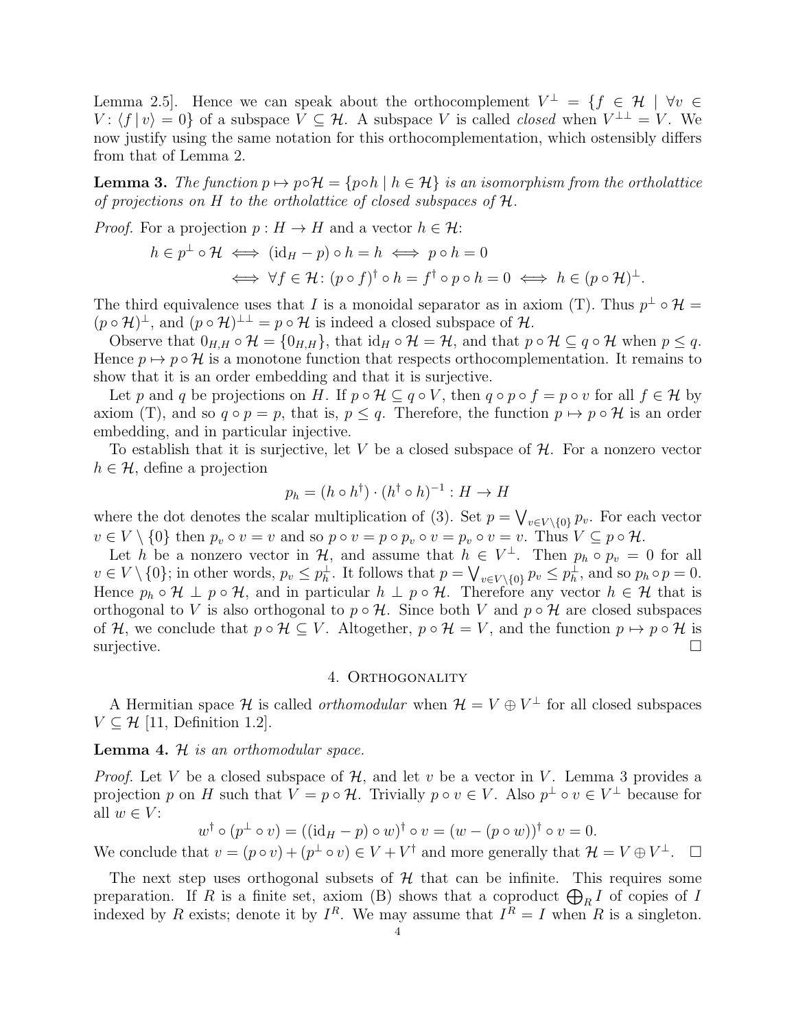Lemma 2.5]. Hence we can speak about the orthocomplement $V^\perp = \{f \in \mathcal{H} \mid \forall v \in V\colon \langle f \,|\, v\rangle = 0\}$ of a subspace $V \subseteq \mathcal{H}$. A subspace $V$ is called *closed* when $V^{\perp\perp} = V$. We now justify using the same notation for this orthocomplementation, which ostensibly differs from that of Lemma 2.

**Lemma 3.** *The function $p \mapsto p \circ \mathcal{H} = \{p \circ h \mid h \in \mathcal{H}\}$ is an isomorphism from the ortholattice of projections on $H$ to the ortholattice of closed subspaces of $\mathcal{H}$.*

*Proof.* For a projection $p : H \to H$ and a vector $h \in \mathcal{H}$:

$$h \in p^\perp \circ \mathcal{H} \iff (\mathrm{id}_H - p) \circ h = h \iff p \circ h = 0$$
$$\iff \forall f \in \mathcal{H}\colon (p \circ f)^\dagger \circ h = f^\dagger \circ p \circ h = 0 \iff h \in (p \circ \mathcal{H})^\perp.$$

The third equivalence uses that $I$ is a monoidal separator as in axiom (T). Thus $p^\perp \circ \mathcal{H} = (p \circ \mathcal{H})^\perp$, and $(p \circ \mathcal{H})^{\perp\perp} = p \circ \mathcal{H}$ is indeed a closed subspace of $\mathcal{H}$.

Observe that $0_{H,H} \circ \mathcal{H} = \{0_{H,H}\}$, that $\mathrm{id}_H \circ \mathcal{H} = \mathcal{H}$, and that $p \circ \mathcal{H} \subseteq q \circ \mathcal{H}$ when $p \leq q$. Hence $p \mapsto p \circ \mathcal{H}$ is a monotone function that respects orthocomplementation. It remains to show that it is an order embedding and that it is surjective.

Let $p$ and $q$ be projections on $H$. If $p \circ \mathcal{H} \subseteq q \circ V$, then $q \circ p \circ f = p \circ v$ for all $f \in \mathcal{H}$ by axiom (T), and so $q \circ p = p$, that is, $p \leq q$. Therefore, the function $p \mapsto p \circ \mathcal{H}$ is an order embedding, and in particular injective.

To establish that it is surjective, let $V$ be a closed subspace of $\mathcal{H}$. For a nonzero vector $h \in \mathcal{H}$, define a projection

$$p_h = (h \circ h^\dagger) \cdot (h^\dagger \circ h)^{-1} : H \to H$$

where the dot denotes the scalar multiplication of (3). Set $p = \bigvee_{v \in V \setminus \{0\}} p_v$. For each vector $v \in V \setminus \{0\}$ then $p_v \circ v = v$ and so $p \circ v = p \circ p_v \circ v = p_v \circ v = v$. Thus $V \subseteq p \circ \mathcal{H}$.

Let $h$ be a nonzero vector in $\mathcal{H}$, and assume that $h \in V^\perp$. Then $p_h \circ p_v = 0$ for all $v \in V \setminus \{0\}$; in other words, $p_v \leq p_h^\perp$. It follows that $p = \bigvee_{v \in V \setminus \{0\}} p_v \leq p_h^\perp$, and so $p_h \circ p = 0$. Hence $p_h \circ \mathcal{H} \perp p \circ \mathcal{H}$, and in particular $h \perp p \circ \mathcal{H}$. Therefore any vector $h \in \mathcal{H}$ that is orthogonal to $V$ is also orthogonal to $p \circ \mathcal{H}$. Since both $V$ and $p \circ \mathcal{H}$ are closed subspaces of $\mathcal{H}$, we conclude that $p \circ \mathcal{H} \subseteq V$. Altogether, $p \circ \mathcal{H} = V$, and the function $p \mapsto p \circ \mathcal{H}$ is surjective. $\square$

## 4. Orthogonality

A Hermitian space $\mathcal{H}$ is called *orthomodular* when $\mathcal{H} = V \oplus V^\perp$ for all closed subspaces $V \subseteq \mathcal{H}$ [11, Definition 1.2].

**Lemma 4.** *$\mathcal{H}$ is an orthomodular space.*

*Proof.* Let $V$ be a closed subspace of $\mathcal{H}$, and let $v$ be a vector in $V$. Lemma 3 provides a projection $p$ on $H$ such that $V = p \circ \mathcal{H}$. Trivially $p \circ v \in V$. Also $p^\perp \circ v \in V^\perp$ because for all $w \in V$:

$$w^\dagger \circ (p^\perp \circ v) = ((\mathrm{id}_H - p) \circ w)^\dagger \circ v = (w - (p \circ w))^\dagger \circ v = 0.$$

We conclude that $v = (p \circ v) + (p^\perp \circ v) \in V + V^\dagger$ and more generally that $\mathcal{H} = V \oplus V^\perp$. $\square$

The next step uses orthogonal subsets of $\mathcal{H}$ that can be infinite. This requires some preparation. If $R$ is a finite set, axiom (B) shows that a coproduct $\bigoplus_R I$ of copies of $I$ indexed by $R$ exists; denote it by $I^R$. We may assume that $I^R = I$ when $R$ is a singleton.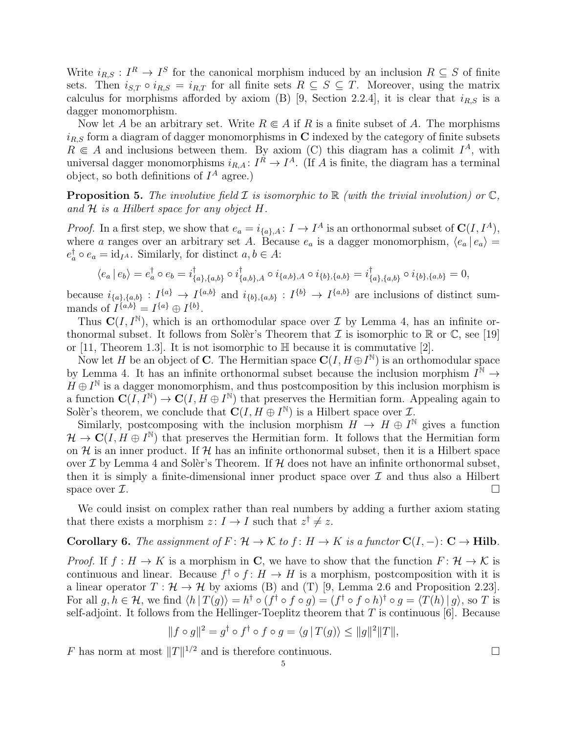Write $i_{R,S} : I^R \to I^S$ for the canonical morphism induced by an inclusion $R \subseteq S$ of finite sets. Then $i_{S,T} \circ i_{R,S} = i_{R,T}$ for all finite sets $R \subseteq S \subseteq T$. Moreover, using the matrix calculus for morphisms afforded by axiom (B) [9, Section 2.2.4], it is clear that $i_{R,S}$ is a dagger monomorphism.

Now let $A$ be an arbitrary set. Write $R \Subset A$ if $R$ is a finite subset of $A$. The morphisms $i_{R,S}$ form a diagram of dagger monomorphisms in $\mathbf{C}$ indexed by the category of finite subsets $R \Subset A$ and inclusions between them. By axiom (C) this diagram has a colimit $I^A$, with universal dagger monomorphisms $i_{R,A} : I^R \to I^A$. (If $A$ is finite, the diagram has a terminal object, so both definitions of $I^A$ agree.)

**Proposition 5.** *The involutive field $\mathcal{I}$ is isomorphic to $\mathbb{R}$ (with the trivial involution) or $\mathbb{C}$, and $\mathcal{H}$ is a Hilbert space for any object $H$.*

*Proof.* In a first step, we show that $e_a = i_{\{a\},A} : I \to I^A$ is an orthonormal subset of $\mathbf{C}(I, I^A)$, where $a$ ranges over an arbitrary set $A$. Because $e_a$ is a dagger monomorphism, $\langle e_a \,|\, e_a \rangle = e_a^\dagger \circ e_a = \mathrm{id}_{I^A}$. Similarly, for distinct $a, b \in A$:

$$\langle e_a \,|\, e_b \rangle = e_a^\dagger \circ e_b = i^\dagger_{\{a\},\{a,b\}} \circ i^\dagger_{\{a,b\},A} \circ i_{\{a,b\},A} \circ i_{\{b\},\{a,b\}} = i^\dagger_{\{a\},\{a,b\}} \circ i_{\{b\},\{a,b\}} = 0,$$

because $i_{\{a\},\{a,b\}} : I^{\{a\}} \to I^{\{a,b\}}$ and $i_{\{b\},\{a,b\}} : I^{\{b\}} \to I^{\{a,b\}}$ are inclusions of distinct summands of $I^{\{a,b\}} = I^{\{a\}} \oplus I^{\{b\}}$.

Thus $\mathbf{C}(I, I^{\mathbb{N}})$, which is an orthomodular space over $\mathcal{I}$ by Lemma 4, has an infinite orthonormal subset. It follows from Solèr's Theorem that $\mathcal{I}$ is isomorphic to $\mathbb{R}$ or $\mathbb{C}$, see [19] or [11, Theorem 1.3]. It is not isomorphic to $\mathbb{H}$ because it is commutative [2].

Now let $H$ be an object of $\mathbf{C}$. The Hermitian space $\mathbf{C}(I, H \oplus I^{\mathbb{N}})$ is an orthomodular space by Lemma 4. It has an infinite orthonormal subset because the inclusion morphism $I^{\mathbb{N}} \to H \oplus I^{\mathbb{N}}$ is a dagger monomorphism, and thus postcomposition by this inclusion morphism is a function $\mathbf{C}(I, I^{\mathbb{N}}) \to \mathbf{C}(I, H \oplus I^{\mathbb{N}})$ that preserves the Hermitian form. Appealing again to Solèr's theorem, we conclude that $\mathbf{C}(I, H \oplus I^{\mathbb{N}})$ is a Hilbert space over $\mathcal{I}$.

Similarly, postcomposing with the inclusion morphism $H \to H \oplus I^{\mathbb{N}}$ gives a function $\mathcal{H} \to \mathbf{C}(I, H \oplus I^{\mathbb{N}})$ that preserves the Hermitian form. It follows that the Hermitian form on $\mathcal{H}$ is an inner product. If $\mathcal{H}$ has an infinite orthonormal subset, then it is a Hilbert space over $\mathcal{I}$ by Lemma 4 and Solèr's Theorem. If $\mathcal{H}$ does not have an infinite orthonormal subset, then it is simply a finite-dimensional inner product space over $\mathcal{I}$ and thus also a Hilbert space over $\mathcal{I}$. $\square$

We could insist on complex rather than real numbers by adding a further axiom stating that there exists a morphism $z : I \to I$ such that $z^\dagger \neq z$.

**Corollary 6.** *The assignment of $F : \mathcal{H} \to \mathcal{K}$ to $f : H \to K$ is a functor $\mathbf{C}(I, -) : \mathbf{C} \to \mathbf{Hilb}$.*

*Proof.* If $f : H \to K$ is a morphism in $\mathbf{C}$, we have to show that the function $F : \mathcal{H} \to \mathcal{K}$ is continuous and linear. Because $f^\dagger \circ f : H \to H$ is a morphism, postcomposition with it is a linear operator $T : \mathcal{H} \to \mathcal{H}$ by axioms (B) and (T) [9, Lemma 2.6 and Proposition 2.23]. For all $g, h \in \mathcal{H}$, we find $\langle h \,|\, T(g) \rangle = h^\dagger \circ (f^\dagger \circ f \circ g) = (f^\dagger \circ f \circ h)^\dagger \circ g = \langle T(h) \,|\, g \rangle$, so $T$ is self-adjoint. It follows from the Hellinger-Toeplitz theorem that $T$ is continuous [6]. Because

$$\|f \circ g\|^2 = g^\dagger \circ f^\dagger \circ f \circ g = \langle g \,|\, T(g) \rangle \leq \|g\|^2 \|T\|,$$

$F$ has norm at most $\|T\|^{1/2}$ and is therefore continuous. $\square$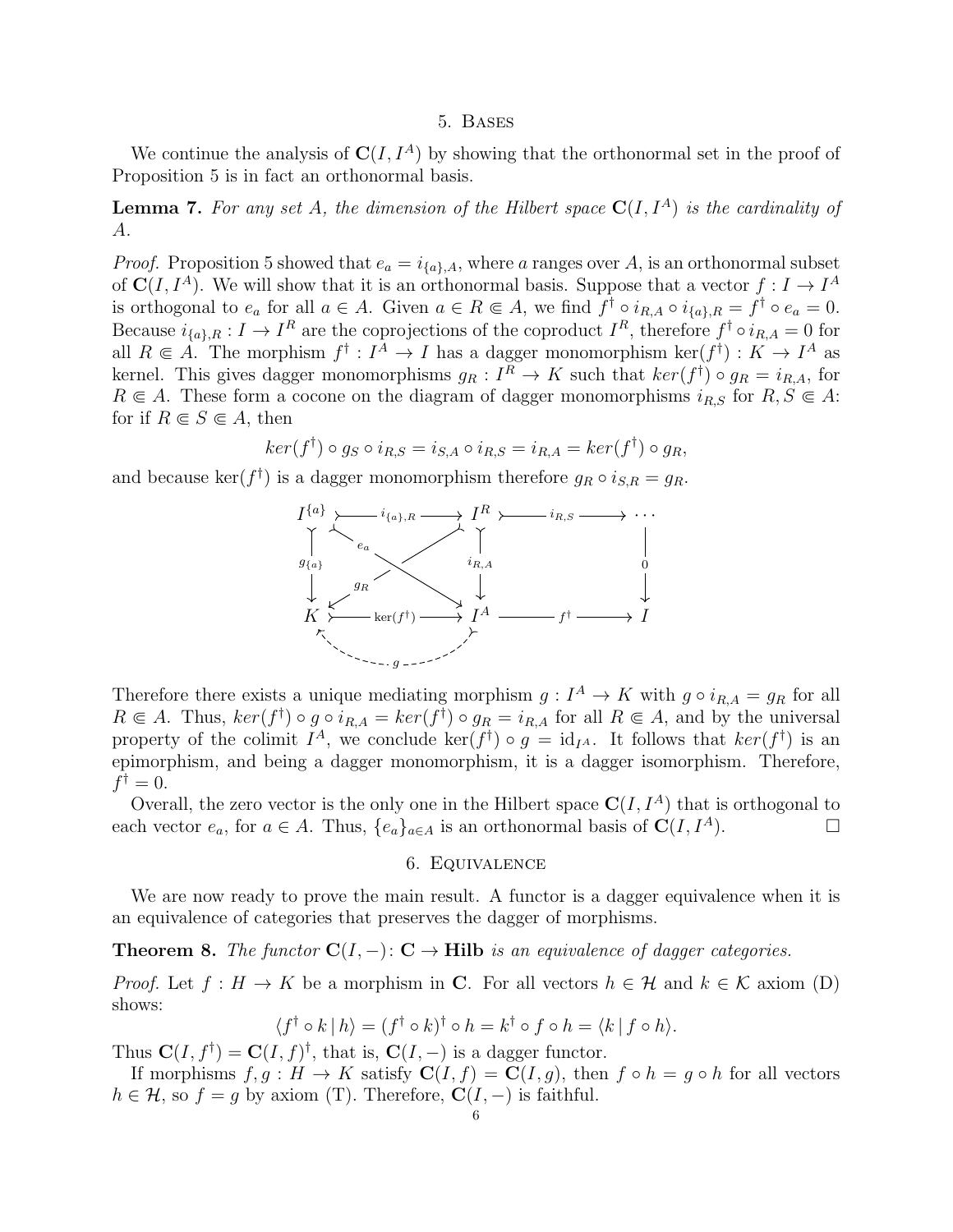## 5. Bases

We continue the analysis of $\mathbf{C}(I, I^A)$ by showing that the orthonormal set in the proof of Proposition 5 is in fact an orthonormal basis.

**Lemma 7.** *For any set $A$, the dimension of the Hilbert space $\mathbf{C}(I, I^A)$ is the cardinality of $A$.*

*Proof.* Proposition 5 showed that $e_a = i_{\{a\},A}$, where $a$ ranges over $A$, is an orthonormal subset of $\mathbf{C}(I, I^A)$. We will show that it is an orthonormal basis. Suppose that a vector $f : I \to I^A$ is orthogonal to $e_a$ for all $a \in A$. Given $a \in R \Subset A$, we find $f^\dagger \circ i_{R,A} \circ i_{\{a\},R} = f^\dagger \circ e_a = 0$. Because $i_{\{a\},R} : I \to I^R$ are the coprojections of the coproduct $I^R$, therefore $f^\dagger \circ i_{R,A} = 0$ for all $R \Subset A$. The morphism $f^\dagger : I^A \to I$ has a dagger monomorphism $\ker(f^\dagger) : K \to I^A$ as kernel. This gives dagger monomorphisms $g_R : I^R \to K$ such that $ker(f^\dagger) \circ g_R = i_{R,A}$, for $R \Subset A$. These form a cocone on the diagram of dagger monomorphisms $i_{R,S}$ for $R, S \Subset A$: for if $R \Subset S \Subset A$, then

$$ker(f^\dagger) \circ g_S \circ i_{R,S} = i_{S,A} \circ i_{R,S} = i_{R,A} = ker(f^\dagger) \circ g_R,$$

and because $\ker(f^\dagger)$ is a dagger monomorphism therefore $g_R \circ i_{S,R} = g_R$.

$$\begin{array}{ccccc}
I^{\{a\}} & \xrightarrow{i_{\{a\},R}} & I^R & \xrightarrow{i_{R,S}} & \cdots \\
\downarrow g_{\{a\}} & \searrow e_a \quad \swarrow g_R & \downarrow i_{R,A} & & \downarrow 0 \\
K & \xrightarrow{\ker(f^\dagger)} & I^A & \xrightarrow{f^\dagger} & I \\
& \overset{g}{\dashleftarrow} & & &
\end{array}$$

Therefore there exists a unique mediating morphism $g : I^A \to K$ with $g \circ i_{R,A} = g_R$ for all $R \Subset A$. Thus, $ker(f^\dagger) \circ g \circ i_{R,A} = ker(f^\dagger) \circ g_R = i_{R,A}$ for all $R \Subset A$, and by the universal property of the colimit $I^A$, we conclude $\ker(f^\dagger) \circ g = \mathrm{id}_{I^A}$. It follows that $ker(f^\dagger)$ is an epimorphism, and being a dagger monomorphism, it is a dagger isomorphism. Therefore, $f^\dagger = 0$.

Overall, the zero vector is the only one in the Hilbert space $\mathbf{C}(I, I^A)$ that is orthogonal to each vector $e_a$, for $a \in A$. Thus, $\{e_a\}_{a \in A}$ is an orthonormal basis of $\mathbf{C}(I, I^A)$. □

## 6. Equivalence

We are now ready to prove the main result. A functor is a dagger equivalence when it is an equivalence of categories that preserves the dagger of morphisms.

**Theorem 8.** *The functor $\mathbf{C}(I, -) : \mathbf{C} \to \mathbf{Hilb}$ is an equivalence of dagger categories.*

*Proof.* Let $f : H \to K$ be a morphism in $\mathbf{C}$. For all vectors $h \in \mathcal{H}$ and $k \in \mathcal{K}$ axiom (D) shows:

$$\langle f^\dagger \circ k \,|\, h \rangle = (f^\dagger \circ k)^\dagger \circ h = k^\dagger \circ f \circ h = \langle k \,|\, f \circ h \rangle.$$

Thus $\mathbf{C}(I, f^\dagger) = \mathbf{C}(I, f)^\dagger$, that is, $\mathbf{C}(I, -)$ is a dagger functor.

If morphisms $f, g : H \to K$ satisfy $\mathbf{C}(I, f) = \mathbf{C}(I, g)$, then $f \circ h = g \circ h$ for all vectors $h \in \mathcal{H}$, so $f = g$ by axiom (T). Therefore, $\mathbf{C}(I, -)$ is faithful.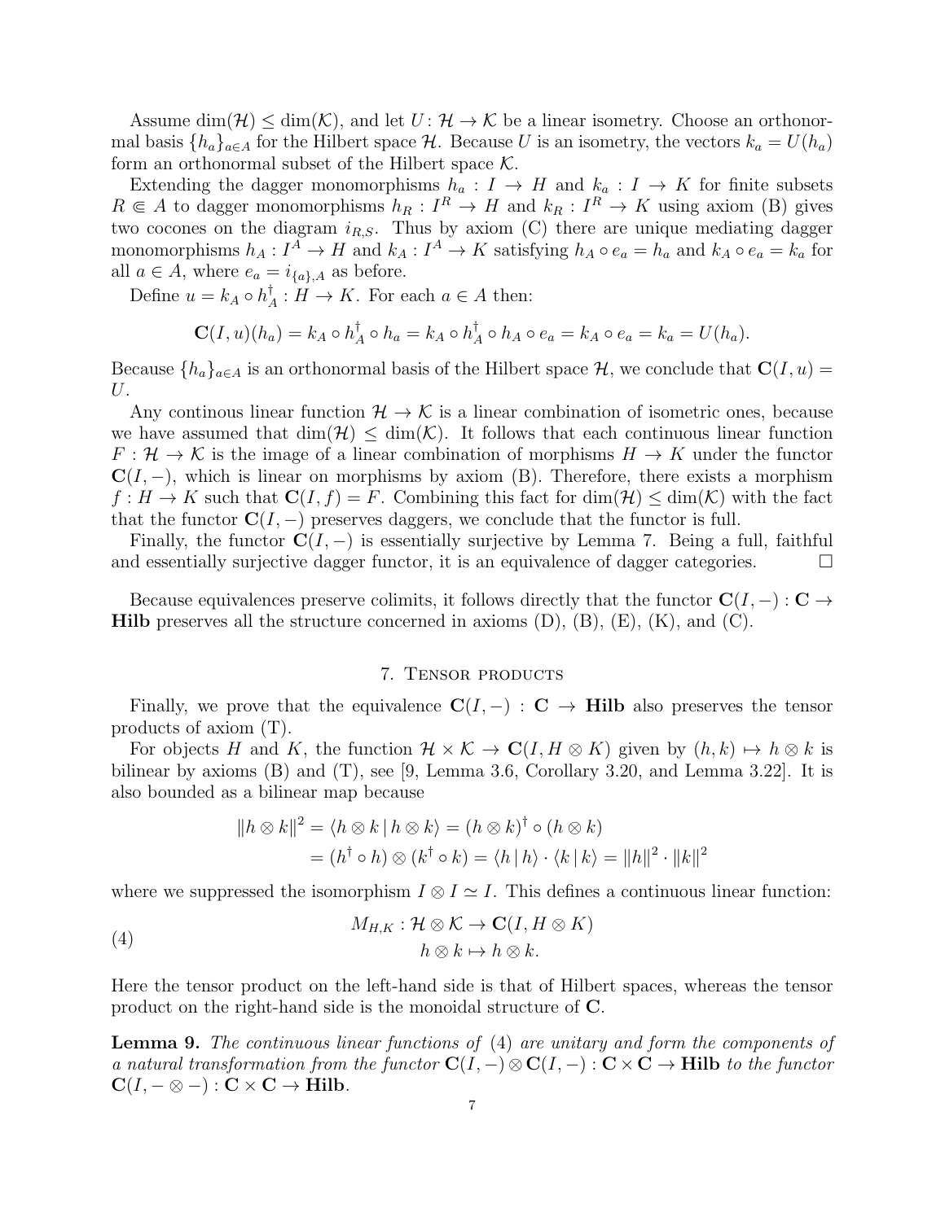Assume $\dim(\mathcal{H}) \leq \dim(\mathcal{K})$, and let $U \colon \mathcal{H} \to \mathcal{K}$ be a linear isometry. Choose an orthonormal basis $\{h_a\}_{a\in A}$ for the Hilbert space $\mathcal{H}$. Because $U$ is an isometry, the vectors $k_a = U(h_a)$ form an orthonormal subset of the Hilbert space $\mathcal{K}$.

Extending the dagger monomorphisms $h_a : I \to H$ and $k_a : I \to K$ for finite subsets $R \Subset A$ to dagger monomorphisms $h_R : I^R \to H$ and $k_R : I^R \to K$ using axiom (B) gives two cocones on the diagram $i_{R,S}$. Thus by axiom (C) there are unique mediating dagger monomorphisms $h_A : I^A \to H$ and $k_A : I^A \to K$ satisfying $h_A \circ e_a = h_a$ and $k_A \circ e_a = k_a$ for all $a \in A$, where $e_a = i_{\{a\},A}$ as before.

Define $u = k_A \circ h_A^\dagger : H \to K$. For each $a \in A$ then:

$$\mathbf{C}(I, u)(h_a) = k_A \circ h_A^\dagger \circ h_a = k_A \circ h_A^\dagger \circ h_A \circ e_a = k_A \circ e_a = k_a = U(h_a).$$

Because $\{h_a\}_{a\in A}$ is an orthonormal basis of the Hilbert space $\mathcal{H}$, we conclude that $\mathbf{C}(I, u) = U$.

Any continous linear function $\mathcal{H} \to \mathcal{K}$ is a linear combination of isometric ones, because we have assumed that $\dim(\mathcal{H}) \leq \dim(\mathcal{K})$. It follows that each continuous linear function $F : \mathcal{H} \to \mathcal{K}$ is the image of a linear combination of morphisms $H \to K$ under the functor $\mathbf{C}(I, -)$, which is linear on morphisms by axiom (B). Therefore, there exists a morphism $f : H \to K$ such that $\mathbf{C}(I, f) = F$. Combining this fact for $\dim(\mathcal{H}) \leq \dim(\mathcal{K})$ with the fact that the functor $\mathbf{C}(I, -)$ preserves daggers, we conclude that the functor is full.

Finally, the functor $\mathbf{C}(I, -)$ is essentially surjective by Lemma 7. Being a full, faithful and essentially surjective dagger functor, it is an equivalence of dagger categories. □

Because equivalences preserve colimits, it follows directly that the functor $\mathbf{C}(I, -) : \mathbf{C} \to \mathbf{Hilb}$ preserves all the structure concerned in axioms (D), (B), (E), (K), and (C).

## 7. Tensor products

Finally, we prove that the equivalence $\mathbf{C}(I, -) : \mathbf{C} \to \mathbf{Hilb}$ also preserves the tensor products of axiom (T).

For objects $H$ and $K$, the function $\mathcal{H} \times \mathcal{K} \to \mathbf{C}(I, H \otimes K)$ given by $(h, k) \mapsto h \otimes k$ is bilinear by axioms (B) and (T), see [9, Lemma 3.6, Corollary 3.20, and Lemma 3.22]. It is also bounded as a bilinear map because

$$\begin{aligned}\|h \otimes k\|^2 &= \langle h \otimes k \,|\, h \otimes k\rangle = (h \otimes k)^\dagger \circ (h \otimes k) \\ &= (h^\dagger \circ h) \otimes (k^\dagger \circ k) = \langle h \,|\, h\rangle \cdot \langle k \,|\, k\rangle = \|h\|^2 \cdot \|k\|^2\end{aligned}$$

where we suppressed the isomorphism $I \otimes I \simeq I$. This defines a continuous linear function:

$$\begin{aligned} M_{H,K} : \mathcal{H} \otimes \mathcal{K} &\to \mathbf{C}(I, H \otimes K) \\ h \otimes k &\mapsto h \otimes k. \end{aligned} \tag{4}$$

Here the tensor product on the left-hand side is that of Hilbert spaces, whereas the tensor product on the right-hand side is the monoidal structure of $\mathbf{C}$.

**Lemma 9.** *The continuous linear functions of* (4) *are unitary and form the components of a natural transformation from the functor* $\mathbf{C}(I, -) \otimes \mathbf{C}(I, -) : \mathbf{C} \times \mathbf{C} \to \mathbf{Hilb}$ *to the functor* $\mathbf{C}(I, - \otimes -) : \mathbf{C} \times \mathbf{C} \to \mathbf{Hilb}$.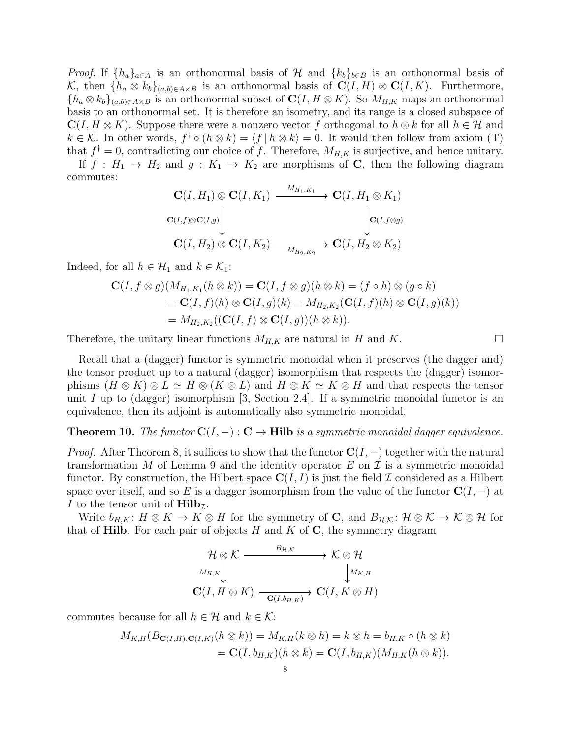*Proof.* If $\{h_a\}_{a \in A}$ is an orthonormal basis of $\mathcal{H}$ and $\{k_b\}_{b \in B}$ is an orthonormal basis of $\mathcal{K}$, then $\{h_a \otimes k_b\}_{(a,b) \in A \times B}$ is an orthonormal basis of $\mathbf{C}(I,H) \otimes \mathbf{C}(I,K)$. Furthermore, $\{h_a \otimes k_b\}_{(a,b) \in A \times B}$ is an orthonormal subset of $\mathbf{C}(I, H \otimes K)$. So $M_{H,K}$ maps an orthonormal basis to an orthonormal set. It is therefore an isometry, and its range is a closed subspace of $\mathbf{C}(I, H \otimes K)$. Suppose there were a nonzero vector $f$ orthogonal to $h \otimes k$ for all $h \in \mathcal{H}$ and $k \in \mathcal{K}$. In other words, $f^\dagger \circ (h \otimes k) = \langle f \mid h \otimes k \rangle = 0$. It would then follow from axiom (T) that $f^\dagger = 0$, contradicting our choice of $f$. Therefore, $M_{H,K}$ is surjective, and hence unitary.

If $f : H_1 \to H_2$ and $g : K_1 \to K_2$ are morphisms of $\mathbf{C}$, then the following diagram commutes:

$$\begin{array}{ccc}
\mathbf{C}(I,H_1) \otimes \mathbf{C}(I,K_1) & \xrightarrow{M_{H_1,K_1}} & \mathbf{C}(I, H_1 \otimes K_1) \\
\Big\downarrow {\scriptstyle \mathbf{C}(I,f) \otimes \mathbf{C}(I,g)} & & \Big\downarrow {\scriptstyle \mathbf{C}(I, f \otimes g)} \\
\mathbf{C}(I,H_2) \otimes \mathbf{C}(I,K_2) & \xrightarrow[M_{H_2,K_2}]{} & \mathbf{C}(I, H_2 \otimes K_2)
\end{array}$$

Indeed, for all $h \in \mathcal{H}_1$ and $k \in \mathcal{K}_1$:

$$\begin{aligned}
\mathbf{C}(I, f \otimes g)(M_{H_1,K_1}(h \otimes k)) &= \mathbf{C}(I, f \otimes g)(h \otimes k) = (f \circ h) \otimes (g \circ k) \\
&= \mathbf{C}(I,f)(h) \otimes \mathbf{C}(I,g)(k) = M_{H_2,K_2}(\mathbf{C}(I,f)(h) \otimes \mathbf{C}(I,g)(k)) \\
&= M_{H_2,K_2}((\mathbf{C}(I,f) \otimes \mathbf{C}(I,g))(h \otimes k)).
\end{aligned}$$

Therefore, the unitary linear functions $M_{H,K}$ are natural in $H$ and $K$. $\square$

Recall that a (dagger) functor is symmetric monoidal when it preserves (the dagger and) the tensor product up to a natural (dagger) isomorphism that respects the (dagger) isomorphisms $(H \otimes K) \otimes L \simeq H \otimes (K \otimes L)$ and $H \otimes K \simeq K \otimes H$ and that respects the tensor unit $I$ up to (dagger) isomorphism [3, Section 2.4]. If a symmetric monoidal functor is an equivalence, then its adjoint is automatically also symmetric monoidal.

**Theorem 10.** *The functor $\mathbf{C}(I,-) : \mathbf{C} \to \mathbf{Hilb}$ is a symmetric monoidal dagger equivalence.*

*Proof.* After Theorem 8, it suffices to show that the functor $\mathbf{C}(I,-)$ together with the natural transformation $M$ of Lemma 9 and the identity operator $E$ on $\mathcal{I}$ is a symmetric monoidal functor. By construction, the Hilbert space $\mathbf{C}(I,I)$ is just the field $\mathcal{I}$ considered as a Hilbert space over itself, and so $E$ is a dagger isomorphism from the value of the functor $\mathbf{C}(I,-)$ at $I$ to the tensor unit of $\mathbf{Hilb}_{\mathcal{I}}$.

Write $b_{H,K} : H \otimes K \to K \otimes H$ for the symmetry of $\mathbf{C}$, and $B_{\mathcal{H},\mathcal{K}} : \mathcal{H} \otimes \mathcal{K} \to \mathcal{K} \otimes \mathcal{H}$ for that of $\mathbf{Hilb}$. For each pair of objects $H$ and $K$ of $\mathbf{C}$, the symmetry diagram

$$\begin{array}{ccc}
\mathcal{H} \otimes \mathcal{K} & \xrightarrow{B_{\mathcal{H},\mathcal{K}}} & \mathcal{K} \otimes \mathcal{H} \\
\Big\downarrow {\scriptstyle M_{H,K}} & & \Big\downarrow {\scriptstyle M_{K,H}} \\
\mathbf{C}(I, H \otimes K) & \xrightarrow[\mathbf{C}(I, b_{H,K})]{} & \mathbf{C}(I, K \otimes H)
\end{array}$$

commutes because for all $h \in \mathcal{H}$ and $k \in \mathcal{K}$:

$$\begin{aligned}
M_{K,H}(B_{\mathbf{C}(I,H),\mathbf{C}(I,K)}(h \otimes k)) &= M_{K,H}(k \otimes h) = k \otimes h = b_{H,K} \circ (h \otimes k) \\
&= \mathbf{C}(I, b_{H,K})(h \otimes k) = \mathbf{C}(I, b_{H,K})(M_{H,K}(h \otimes k)).
\end{aligned}$$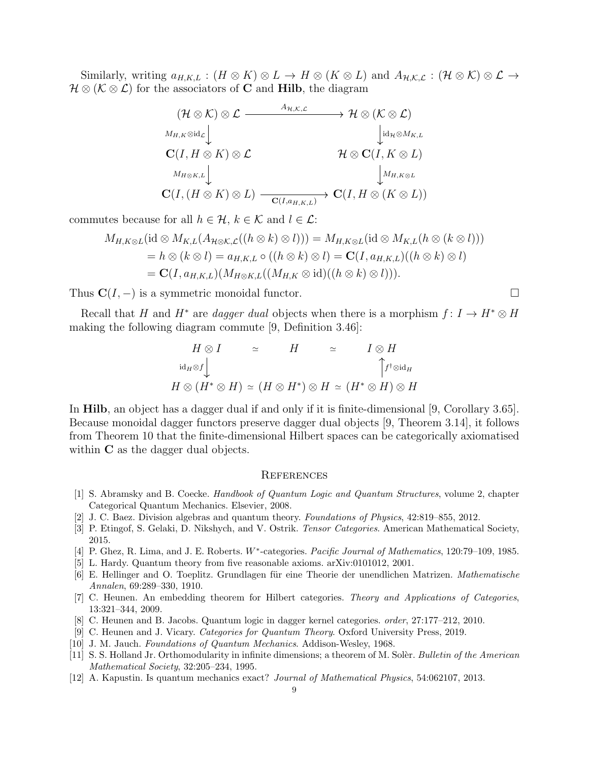Similarly, writing $a_{H,K,L} : (H \otimes K) \otimes L \to H \otimes (K \otimes L)$ and $A_{\mathcal{H},\mathcal{K},\mathcal{L}} : (\mathcal{H} \otimes \mathcal{K}) \otimes \mathcal{L} \to \mathcal{H} \otimes (\mathcal{K} \otimes \mathcal{L})$ for the associators of **C** and **Hilb**, the diagram

$$
\begin{array}{ccc}
(\mathcal{H} \otimes \mathcal{K}) \otimes \mathcal{L} & \xrightarrow{A_{\mathcal{H},\mathcal{K},\mathcal{L}}} & \mathcal{H} \otimes (\mathcal{K} \otimes \mathcal{L}) \\
\downarrow{\scriptstyle M_{H,K} \otimes \mathrm{id}_{\mathcal{L}}} & & \downarrow{\scriptstyle \mathrm{id}_{\mathcal{H}} \otimes M_{K,L}} \\
\mathbf{C}(I, H \otimes K) \otimes \mathcal{L} & & \mathcal{H} \otimes \mathbf{C}(I, K \otimes L) \\
\downarrow{\scriptstyle M_{H \otimes K, L}} & & \downarrow{\scriptstyle M_{H, K \otimes L}} \\
\mathbf{C}(I, (H \otimes K) \otimes L) & \xrightarrow[\mathbf{C}(I, a_{H,K,L})]{} & \mathbf{C}(I, H \otimes (K \otimes L))
\end{array}
$$

commutes because for all $h \in \mathcal{H}$, $k \in \mathcal{K}$ and $l \in \mathcal{L}$:

$$
\begin{aligned}
M_{H,K \otimes L}(\mathrm{id} \otimes M_{K,L}(A_{\mathcal{H} \otimes \mathcal{K}, \mathcal{L}}((h \otimes k) \otimes l))) &= M_{H,K \otimes L}(\mathrm{id} \otimes M_{K,L}(h \otimes (k \otimes l))) \\
= h \otimes (k \otimes l) = a_{H,K,L} \circ ((h \otimes k) \otimes l) &= \mathbf{C}(I, a_{H,K,L})((h \otimes k) \otimes l) \\
= \mathbf{C}(I, a_{H,K,L})(M_{H \otimes K, L}((M_{H,K} \otimes \mathrm{id})((h \otimes k) \otimes l))).&
\end{aligned}
$$

Thus $\mathbf{C}(I, -)$ is a symmetric monoidal functor. □

Recall that $H$ and $H^*$ are *dagger dual* objects when there is a morphism $f \colon I \to H^* \otimes H$ making the following diagram commute [9, Definition 3.46]:

$$
\begin{array}{ccccc}
H \otimes I & \simeq & H & \simeq & I \otimes H \\
\downarrow{\scriptstyle \mathrm{id}_H \otimes f} & & & & \uparrow{\scriptstyle f^\dagger \otimes \mathrm{id}_H} \\
H \otimes (H^* \otimes H) & \simeq & (H \otimes H^*) \otimes H & \simeq & (H^* \otimes H) \otimes H
\end{array}
$$

In **Hilb**, an object has a dagger dual if and only if it is finite-dimensional [9, Corollary 3.65]. Because monoidal dagger functors preserve dagger dual objects [9, Theorem 3.14], it follows from Theorem 10 that the finite-dimensional Hilbert spaces can be categorically axiomatised within **C** as the dagger dual objects.

## References

[1] S. Abramsky and B. Coecke. *Handbook of Quantum Logic and Quantum Structures*, volume 2, chapter Categorical Quantum Mechanics. Elsevier, 2008.

[2] J. C. Baez. Division algebras and quantum theory. *Foundations of Physics*, 42:819–855, 2012.

[3] P. Etingof, S. Gelaki, D. Nikshych, and V. Ostrik. *Tensor Categories*. American Mathematical Society, 2015.

[4] P. Ghez, R. Lima, and J. E. Roberts. $W^*$-categories. *Pacific Journal of Mathematics*, 120:79–109, 1985.

[5] L. Hardy. Quantum theory from five reasonable axioms. arXiv:0101012, 2001.

[6] E. Hellinger and O. Toeplitz. Grundlagen für eine Theorie der unendlichen Matrizen. *Mathematische Annalen*, 69:289–330, 1910.

[7] C. Heunen. An embedding theorem for Hilbert categories. *Theory and Applications of Categories*, 13:321–344, 2009.

[8] C. Heunen and B. Jacobs. Quantum logic in dagger kernel categories. *order*, 27:177–212, 2010.

[9] C. Heunen and J. Vicary. *Categories for Quantum Theory*. Oxford University Press, 2019.

[10] J. M. Jauch. *Foundations of Quantum Mechanics*. Addison-Wesley, 1968.

[11] S. S. Holland Jr. Orthomodularity in infinite dimensions; a theorem of M. Solèr. *Bulletin of the American Mathematical Society*, 32:205–234, 1995.

[12] A. Kapustin. Is quantum mechanics exact? *Journal of Mathematical Physics*, 54:062107, 2013.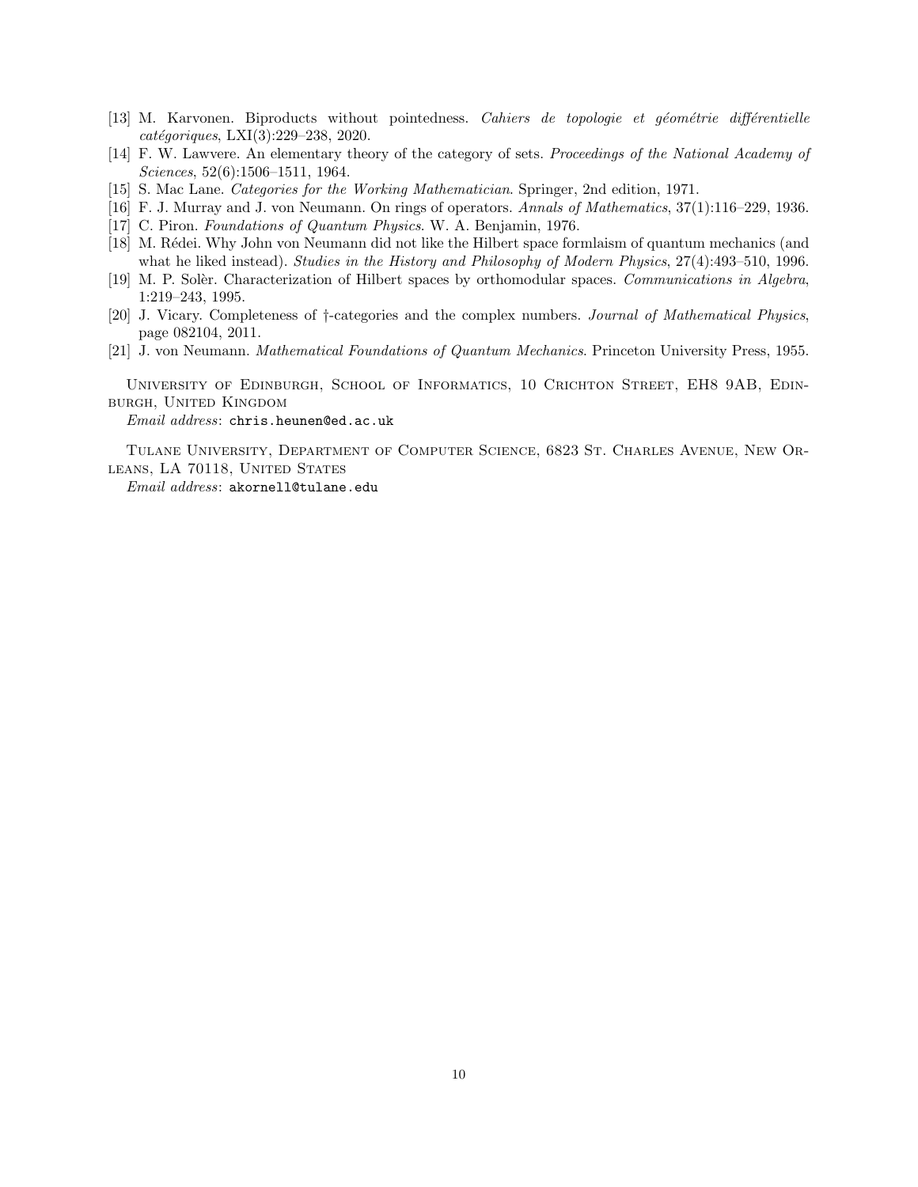[13] M. Karvonen. Biproducts without pointedness. *Cahiers de topologie et géométrie différentielle catégoriques*, LXI(3):229–238, 2020.

[14] F. W. Lawvere. An elementary theory of the category of sets. *Proceedings of the National Academy of Sciences*, 52(6):1506–1511, 1964.

[15] S. Mac Lane. *Categories for the Working Mathematician*. Springer, 2nd edition, 1971.

[16] F. J. Murray and J. von Neumann. On rings of operators. *Annals of Mathematics*, 37(1):116–229, 1936.

[17] C. Piron. *Foundations of Quantum Physics*. W. A. Benjamin, 1976.

[18] M. Rédei. Why John von Neumann did not like the Hilbert space formlaism of quantum mechanics (and what he liked instead). *Studies in the History and Philosophy of Modern Physics*, 27(4):493–510, 1996.

[19] M. P. Solèr. Characterization of Hilbert spaces by orthomodular spaces. *Communications in Algebra*, 1:219–243, 1995.

[20] J. Vicary. Completeness of †-categories and the complex numbers. *Journal of Mathematical Physics*, page 082104, 2011.

[21] J. von Neumann. *Mathematical Foundations of Quantum Mechanics*. Princeton University Press, 1955.

University of Edinburgh, School of Informatics, 10 Crichton Street, EH8 9AB, Edinburgh, United Kingdom

*Email address*: chris.heunen@ed.ac.uk

Tulane University, Department of Computer Science, 6823 St. Charles Avenue, New Orleans, LA 70118, United States

*Email address*: akornell@tulane.edu